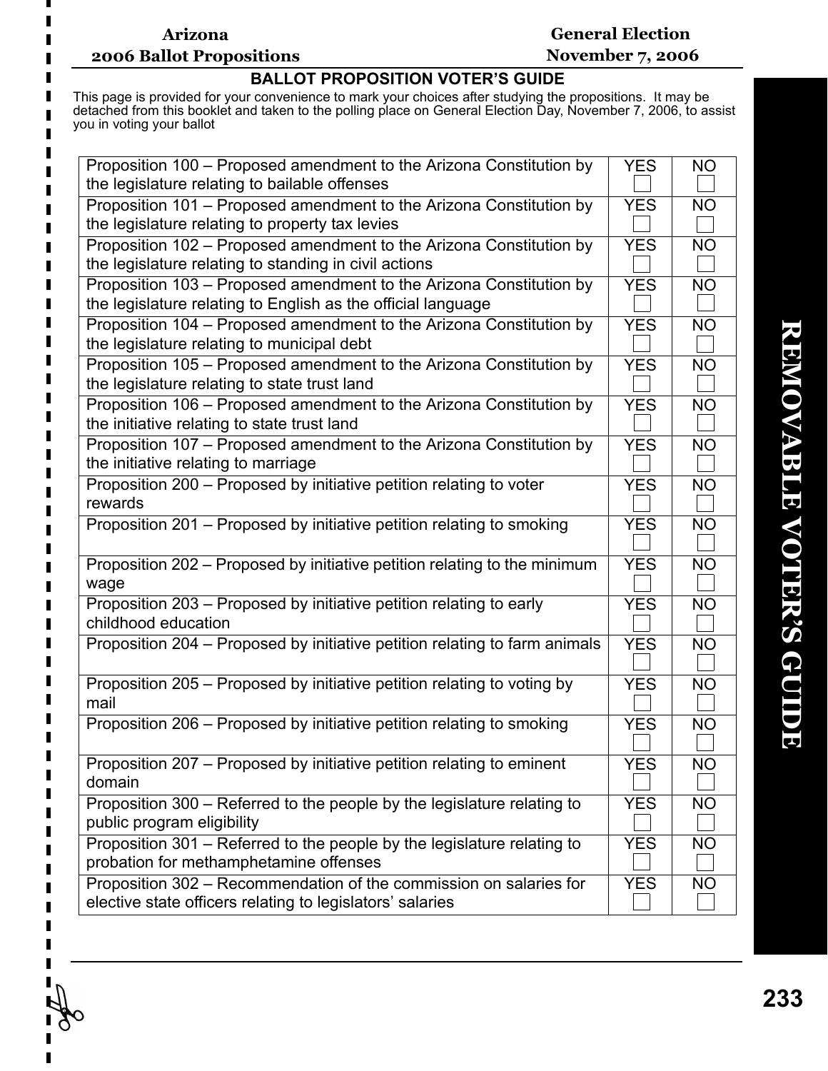Arizona
2006 Ballot Propositions

General Election
November 7, 2006

## BALLOT PROPOSITION VOTER'S GUIDE

This page is provided for your convenience to mark your choices after studying the propositions. It may be detached from this booklet and taken to the polling place on General Election Day, November 7, 2006, to assist you in voting your ballot

| Proposition | YES | NO |
|---|---|---|
| Proposition 100 – Proposed amendment to the Arizona Constitution by the legislature relating to bailable offenses | ☐ | ☐ |
| Proposition 101 – Proposed amendment to the Arizona Constitution by the legislature relating to property tax levies | ☐ | ☐ |
| Proposition 102 – Proposed amendment to the Arizona Constitution by the legislature relating to standing in civil actions | ☐ | ☐ |
| Proposition 103 – Proposed amendment to the Arizona Constitution by the legislature relating to English as the official language | ☐ | ☐ |
| Proposition 104 – Proposed amendment to the Arizona Constitution by the legislature relating to municipal debt | ☐ | ☐ |
| Proposition 105 – Proposed amendment to the Arizona Constitution by the legislature relating to state trust land | ☐ | ☐ |
| Proposition 106 – Proposed amendment to the Arizona Constitution by the initiative relating to state trust land | ☐ | ☐ |
| Proposition 107 – Proposed amendment to the Arizona Constitution by the initiative relating to marriage | ☐ | ☐ |
| Proposition 200 – Proposed by initiative petition relating to voter rewards | ☐ | ☐ |
| Proposition 201 – Proposed by initiative petition relating to smoking | ☐ | ☐ |
| Proposition 202 – Proposed by initiative petition relating to the minimum wage | ☐ | ☐ |
| Proposition 203 – Proposed by initiative petition relating to early childhood education | ☐ | ☐ |
| Proposition 204 – Proposed by initiative petition relating to farm animals | ☐ | ☐ |
| Proposition 205 – Proposed by initiative petition relating to voting by mail | ☐ | ☐ |
| Proposition 206 – Proposed by initiative petition relating to smoking | ☐ | ☐ |
| Proposition 207 – Proposed by initiative petition relating to eminent domain | ☐ | ☐ |
| Proposition 300 – Referred to the people by the legislature relating to public program eligibility | ☐ | ☐ |
| Proposition 301 – Referred to the people by the legislature relating to probation for methamphetamine offenses | ☐ | ☐ |
| Proposition 302 – Recommendation of the commission on salaries for elective state officers relating to legislators' salaries | ☐ | ☐ |

REMOVABLE VOTER'S GUIDE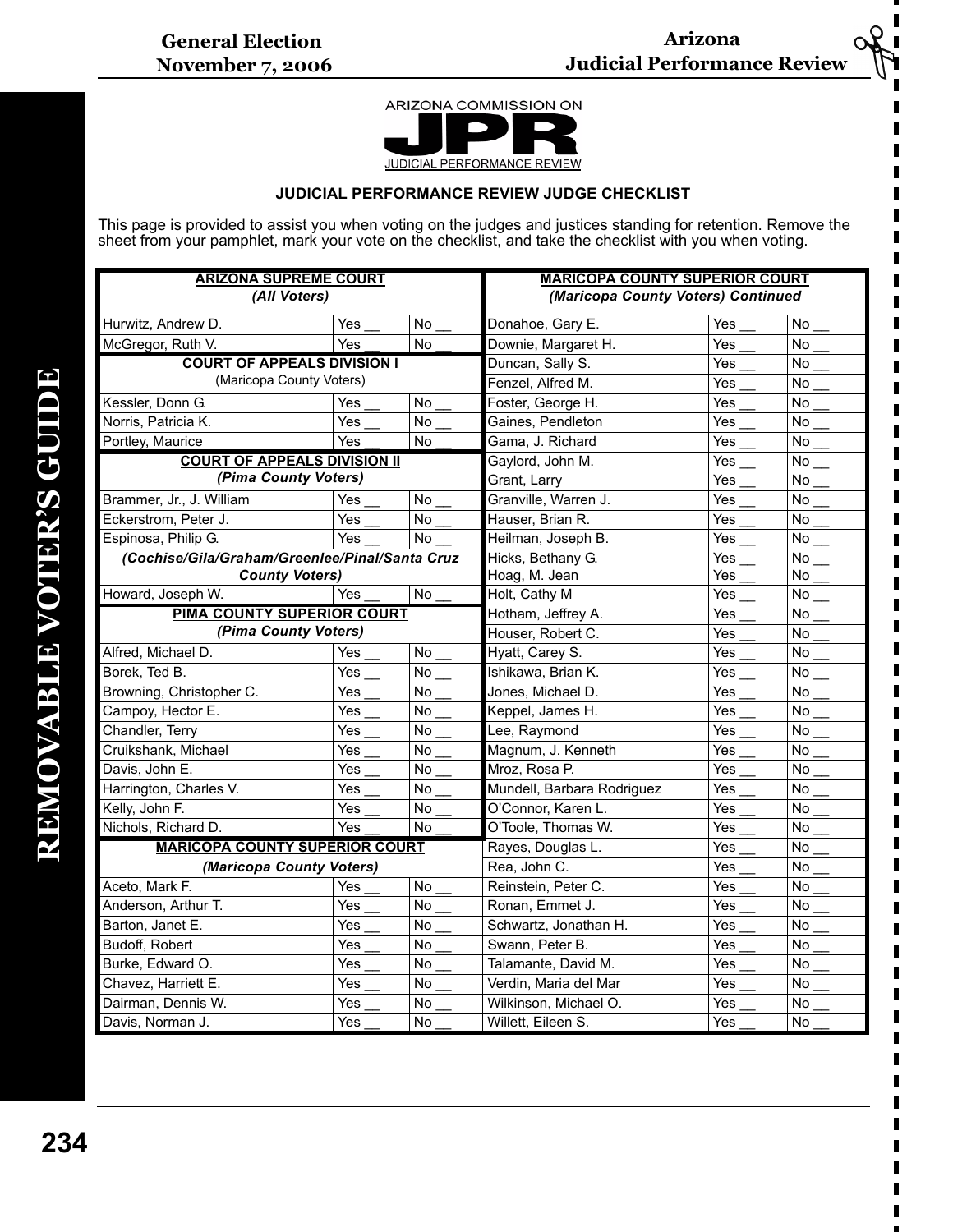ARIZONA COMMISSION ON

# JPR

JUDICIAL PERFORMANCE REVIEW

### JUDICIAL PERFORMANCE REVIEW JUDGE CHECKLIST

This page is provided to assist you when voting on the judges and justices standing for retention. Remove the sheet from your pamphlet, mark your vote on the checklist, and take the checklist with you when voting.

| | | |
|---|---|---|
| **ARIZONA SUPREME COURT** *(All Voters)* | | |
| Hurwitz, Andrew D. | Yes __ | No __ |
| McGregor, Ruth V. | Yes __ | No __ |
| **COURT OF APPEALS DIVISION I** (Maricopa County Voters) | | |
| Kessler, Donn G. | Yes __ | No __ |
| Norris, Patricia K. | Yes __ | No __ |
| Portley, Maurice | Yes __ | No __ |
| **COURT OF APPEALS DIVISION II** *(Pima County Voters)* | | |
| Brammer, Jr., J. William | Yes __ | No __ |
| Eckerstrom, Peter J. | Yes __ | No __ |
| Espinosa, Philip G. | Yes __ | No __ |
| *(Cochise/Gila/Graham/Greenlee/Pinal/Santa Cruz County Voters)* | | |
| Howard, Joseph W. | Yes __ | No __ |
| **PIMA COUNTY SUPERIOR COURT** *(Pima County Voters)* | | |
| Alfred, Michael D. | Yes __ | No __ |
| Borek, Ted B. | Yes __ | No __ |
| Browning, Christopher C. | Yes __ | No __ |
| Campoy, Hector E. | Yes __ | No __ |
| Chandler, Terry | Yes __ | No __ |
| Cruikshank, Michael | Yes __ | No __ |
| Davis, John E. | Yes __ | No __ |
| Harrington, Charles V. | Yes __ | No __ |
| Kelly, John F. | Yes __ | No __ |
| Nichols, Richard D. | Yes __ | No __ |
| **MARICOPA COUNTY SUPERIOR COURT** *(Maricopa County Voters)* | | |
| Aceto, Mark F. | Yes __ | No __ |
| Anderson, Arthur T. | Yes __ | No __ |
| Barton, Janet E. | Yes __ | No __ |
| Budoff, Robert | Yes __ | No __ |
| Burke, Edward O. | Yes __ | No __ |
| Chavez, Harriett E. | Yes __ | No __ |
| Dairman, Dennis W. | Yes __ | No __ |
| Davis, Norman J. | Yes __ | No __ |

| | | |
|---|---|---|
| **MARICOPA COUNTY SUPERIOR COURT** *(Maricopa County Voters) Continued* | | |
| Donahoe, Gary E. | Yes __ | No __ |
| Downie, Margaret H. | Yes __ | No __ |
| Duncan, Sally S. | Yes __ | No __ |
| Fenzel, Alfred M. | Yes __ | No __ |
| Foster, George H. | Yes __ | No __ |
| Gaines, Pendleton | Yes __ | No __ |
| Gama, J. Richard | Yes __ | No __ |
| Gaylord, John M. | Yes __ | No __ |
| Grant, Larry | Yes __ | No __ |
| Granville, Warren J. | Yes __ | No __ |
| Hauser, Brian R. | Yes __ | No __ |
| Heilman, Joseph B. | Yes __ | No __ |
| Hicks, Bethany G. | Yes __ | No __ |
| Hoag, M. Jean | Yes __ | No __ |
| Holt, Cathy M | Yes __ | No __ |
| Hotham, Jeffrey A. | Yes __ | No __ |
| Houser, Robert C. | Yes __ | No __ |
| Hyatt, Carey S. | Yes __ | No __ |
| Ishikawa, Brian K. | Yes __ | No __ |
| Jones, Michael D. | Yes __ | No __ |
| Keppel, James H. | Yes __ | No __ |
| Lee, Raymond | Yes __ | No __ |
| Magnum, J. Kenneth | Yes __ | No __ |
| Mroz, Rosa P. | Yes __ | No __ |
| Mundell, Barbara Rodriguez | Yes __ | No __ |
| O'Connor, Karen L. | Yes __ | No __ |
| O'Toole, Thomas W. | Yes __ | No __ |
| Rayes, Douglas L. | Yes __ | No __ |
| Rea, John C. | Yes __ | No __ |
| Reinstein, Peter C. | Yes __ | No __ |
| Ronan, Emmet J. | Yes __ | No __ |
| Schwartz, Jonathan H. | Yes __ | No __ |
| Swann, Peter B. | Yes __ | No __ |
| Talamante, David M. | Yes __ | No __ |
| Verdin, Maria del Mar | Yes __ | No __ |
| Wilkinson, Michael O. | Yes __ | No __ |
| Willett, Eileen S. | Yes __ | No __ |